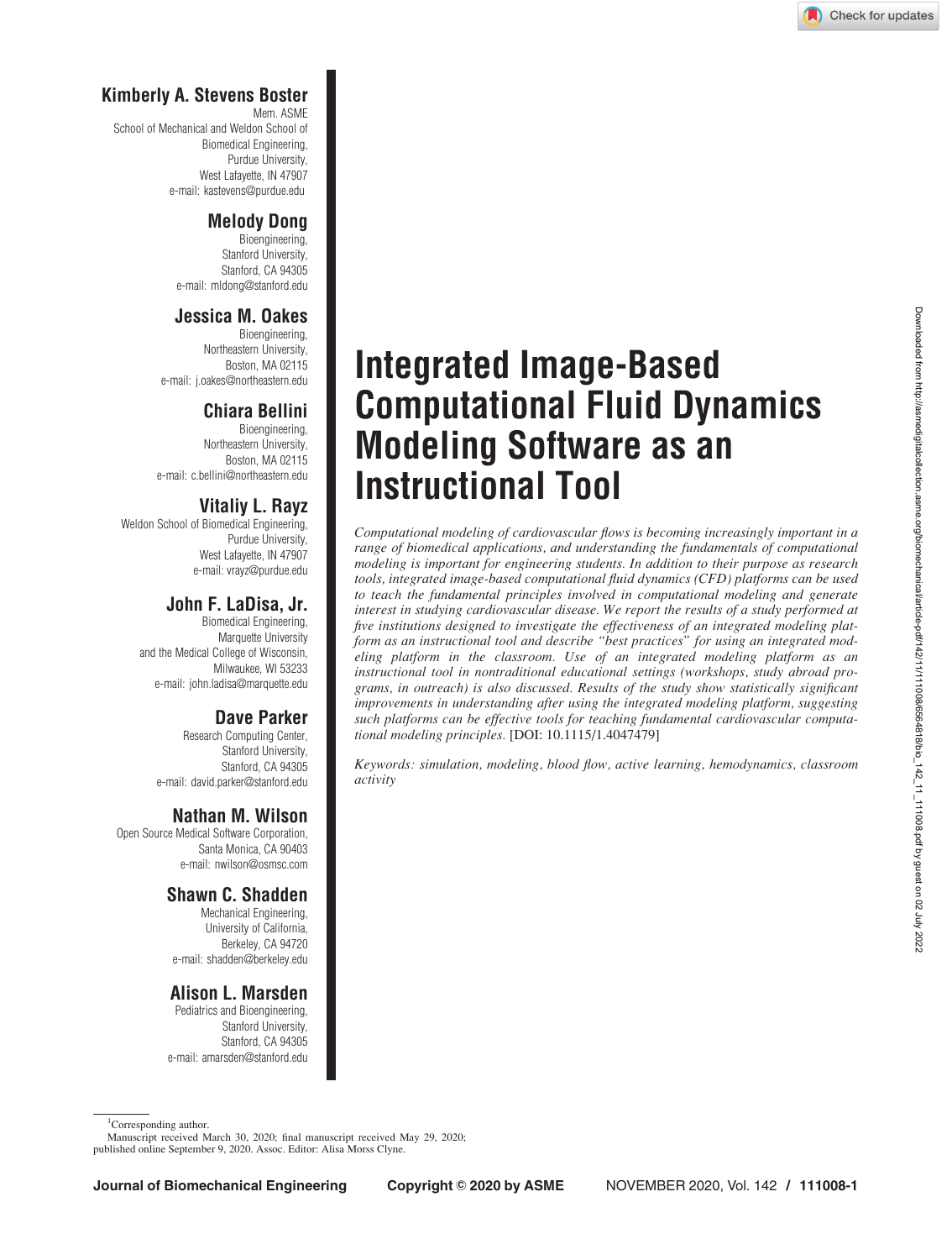# Integrated Image-Based Computational Fluid Dynamics Modeling Software as an Instructional Tool

**Kimberly A. Stevens Boster**
Mem. ASME
School of Mechanical and Weldon School of Biomedical Engineering,
Purdue University,
West Lafayette, IN 47907
e-mail: kastevens@purdue.edu

**Melody Dong**
Bioengineering,
Stanford University,
Stanford, CA 94305
e-mail: mldong@stanford.edu

**Jessica M. Oakes**
Bioengineering,
Northeastern University,
Boston, MA 02115
e-mail: j.oakes@northeastern.edu

**Chiara Bellini**
Bioengineering,
Northeastern University,
Boston, MA 02115
e-mail: c.bellini@northeastern.edu

**Vitaliy L. Rayz**
Weldon School of Biomedical Engineering,
Purdue University,
West Lafayette, IN 47907
e-mail: vrayz@purdue.edu

**John F. LaDisa, Jr.**
Biomedical Engineering,
Marquette University
and the Medical College of Wisconsin,
Milwaukee, WI 53233
e-mail: john.ladisa@marquette.edu

**Dave Parker**
Research Computing Center,
Stanford University,
Stanford, CA 94305
e-mail: david.parker@stanford.edu

**Nathan M. Wilson**
Open Source Medical Software Corporation,
Santa Monica, CA 90403
e-mail: nwilson@osmsc.com

**Shawn C. Shadden**
Mechanical Engineering,
University of California,
Berkeley, CA 94720
e-mail: shadden@berkeley.edu

**Alison L. Marsden**
Pediatrics and Bioengineering,
Stanford University,
Stanford, CA 94305
e-mail: amarsden@stanford.edu

*Computational modeling of cardiovascular flows is becoming increasingly important in a range of biomedical applications, and understanding the fundamentals of computational modeling is important for engineering students. In addition to their purpose as research tools, integrated image-based computational fluid dynamics (CFD) platforms can be used to teach the fundamental principles involved in computational modeling and generate interest in studying cardiovascular disease. We report the results of a study performed at five institutions designed to investigate the effectiveness of an integrated modeling platform as an instructional tool and describe "best practices" for using an integrated modeling platform in the classroom. Use of an integrated modeling platform as an instructional tool in nontraditional educational settings (workshops, study abroad programs, in outreach) is also discussed. Results of the study show statistically significant improvements in understanding after using the integrated modeling platform, suggesting such platforms can be effective tools for teaching fundamental cardiovascular computational modeling principles.* [DOI: 10.1115/1.4047479]

*Keywords: simulation, modeling, blood flow, active learning, hemodynamics, classroom activity*

[1]Corresponding author.
Manuscript received March 30, 2020; final manuscript received May 29, 2020; published online September 9, 2020. Assoc. Editor: Alisa Morss Clyne.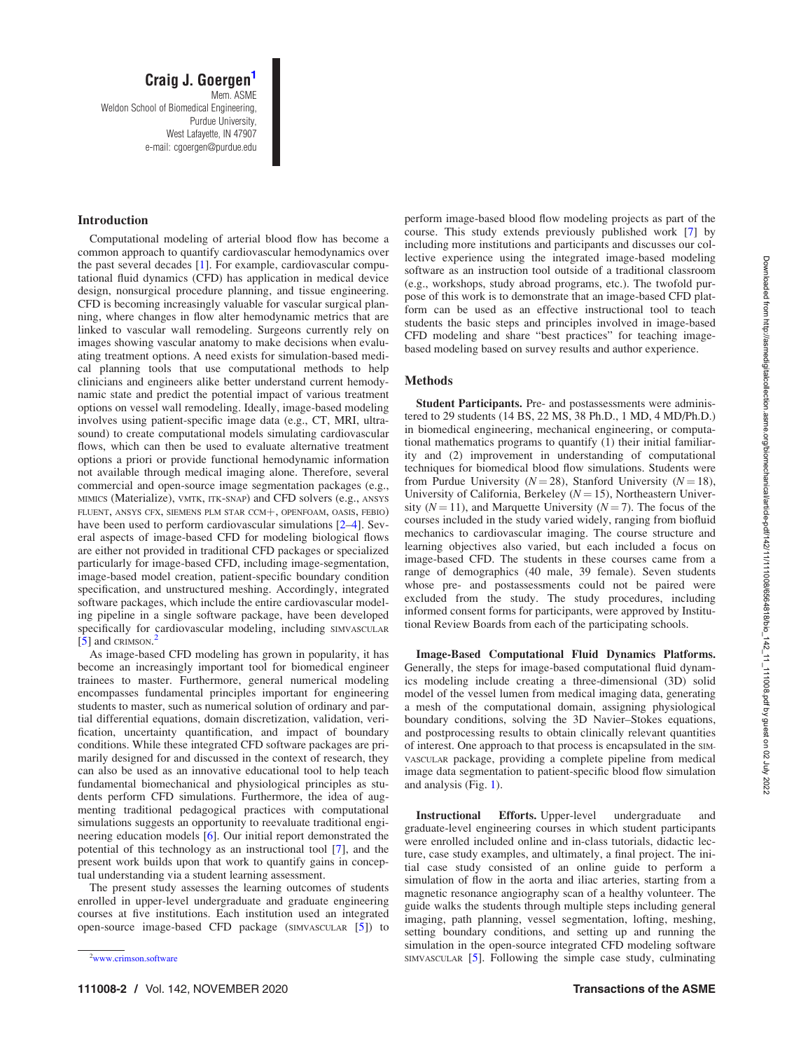**Craig J. Goergen**[1]
Mem. ASME
Weldon School of Biomedical Engineering,
Purdue University,
West Lafayette, IN 47907
e-mail: cgoergen@purdue.edu

## Introduction

Computational modeling of arterial blood flow has become a common approach to quantify cardiovascular hemodynamics over the past several decades [1]. For example, cardiovascular computational fluid dynamics (CFD) has application in medical device design, nonsurgical procedure planning, and tissue engineering. CFD is becoming increasingly valuable for vascular surgical planning, where changes in flow alter hemodynamic metrics that are linked to vascular wall remodeling. Surgeons currently rely on images showing vascular anatomy to make decisions when evaluating treatment options. A need exists for simulation-based medical planning tools that use computational methods to help clinicians and engineers alike better understand current hemodynamic state and predict the potential impact of various treatment options on vessel wall remodeling. Ideally, image-based modeling involves using patient-specific image data (e.g., CT, MRI, ultrasound) to create computational models simulating cardiovascular flows, which can then be used to evaluate alternative treatment options a priori or provide functional hemodynamic information not available through medical imaging alone. Therefore, several commercial and open-source image segmentation packages (e.g., MIMICS (Materialize), VMTK, ITK-SNAP) and CFD solvers (e.g., ANSYS FLUENT, ANSYS CFX, SIEMENS PLM STAR CCM+, OPENFOAM, OASIS, FEBIO) have been used to perform cardiovascular simulations [2–4]. Several aspects of image-based CFD for modeling biological flows are either not provided in traditional CFD packages or specialized particularly for image-based CFD, including image-segmentation, image-based model creation, patient-specific boundary condition specification, and unstructured meshing. Accordingly, integrated software packages, which include the entire cardiovascular modeling pipeline in a single software package, have been developed specifically for cardiovascular modeling, including SIMVASCULAR [5] and CRIMSON.[2]

As image-based CFD modeling has grown in popularity, it has become an increasingly important tool for biomedical engineer trainees to master. Furthermore, general numerical modeling encompasses fundamental principles important for engineering students to master, such as numerical solution of ordinary and partial differential equations, domain discretization, validation, verification, uncertainty quantification, and impact of boundary conditions. While these integrated CFD software packages are primarily designed for and discussed in the context of research, they can also be used as an innovative educational tool to help teach fundamental biomechanical and physiological principles as students perform CFD simulations. Furthermore, the idea of augmenting traditional pedagogical practices with computational simulations suggests an opportunity to reevaluate traditional engineering education models [6]. Our initial report demonstrated the potential of this technology as an instructional tool [7], and the present work builds upon that work to quantify gains in conceptual understanding via a student learning assessment.

The present study assesses the learning outcomes of students enrolled in upper-level undergraduate and graduate engineering courses at five institutions. Each institution used an integrated open-source image-based CFD package (SIMVASCULAR [5]) to perform image-based blood flow modeling projects as part of the course. This study extends previously published work [7] by including more institutions and participants and discusses our collective experience using the integrated image-based modeling software as an instruction tool outside of a traditional classroom (e.g., workshops, study abroad programs, etc.). The twofold purpose of this work is to demonstrate that an image-based CFD platform can be used as an effective instructional tool to teach students the basic steps and principles involved in image-based CFD modeling and share "best practices" for teaching image-based modeling based on survey results and author experience.

## Methods

**Student Participants.** Pre- and postassessments were administered to 29 students (14 BS, 22 MS, 38 Ph.D., 1 MD, 4 MD/Ph.D.) in biomedical engineering, mechanical engineering, or computational mathematics programs to quantify (1) their initial familiarity and (2) improvement in understanding of computational techniques for biomedical blood flow simulations. Students were from Purdue University ($N = 28$), Stanford University ($N = 18$), University of California, Berkeley ($N = 15$), Northeastern University ($N = 11$), and Marquette University ($N = 7$). The focus of the courses included in the study varied widely, ranging from biofluid mechanics to cardiovascular imaging. The course structure and learning objectives also varied, but each included a focus on image-based CFD. The students in these courses came from a range of demographics (40 male, 39 female). Seven students whose pre- and postassessments could not be paired were excluded from the study. The study procedures, including informed consent forms for participants, were approved by Institutional Review Boards from each of the participating schools.

**Image-Based Computational Fluid Dynamics Platforms.** Generally, the steps for image-based computational fluid dynamics modeling include creating a three-dimensional (3D) solid model of the vessel lumen from medical imaging data, generating a mesh of the computational domain, assigning physiological boundary conditions, solving the 3D Navier–Stokes equations, and postprocessing results to obtain clinically relevant quantities of interest. One approach to that process is encapsulated in the SIMVASCULAR package, providing a complete pipeline from medical image data segmentation to patient-specific blood flow simulation and analysis (Fig. 1).

**Instructional Efforts.** Upper-level undergraduate and graduate-level engineering courses in which student participants were enrolled included online and in-class tutorials, didactic lecture, case study examples, and ultimately, a final project. The initial case study consisted of an online guide to perform a simulation of flow in the aorta and iliac arteries, starting from a magnetic resonance angiography scan of a healthy volunteer. The guide walks the students through multiple steps including general imaging, path planning, vessel segmentation, lofting, meshing, setting boundary conditions, and setting up and running the simulation in the open-source integrated CFD modeling software SIMVASCULAR [5]. Following the simple case study, culminating

[2] www.crimson.software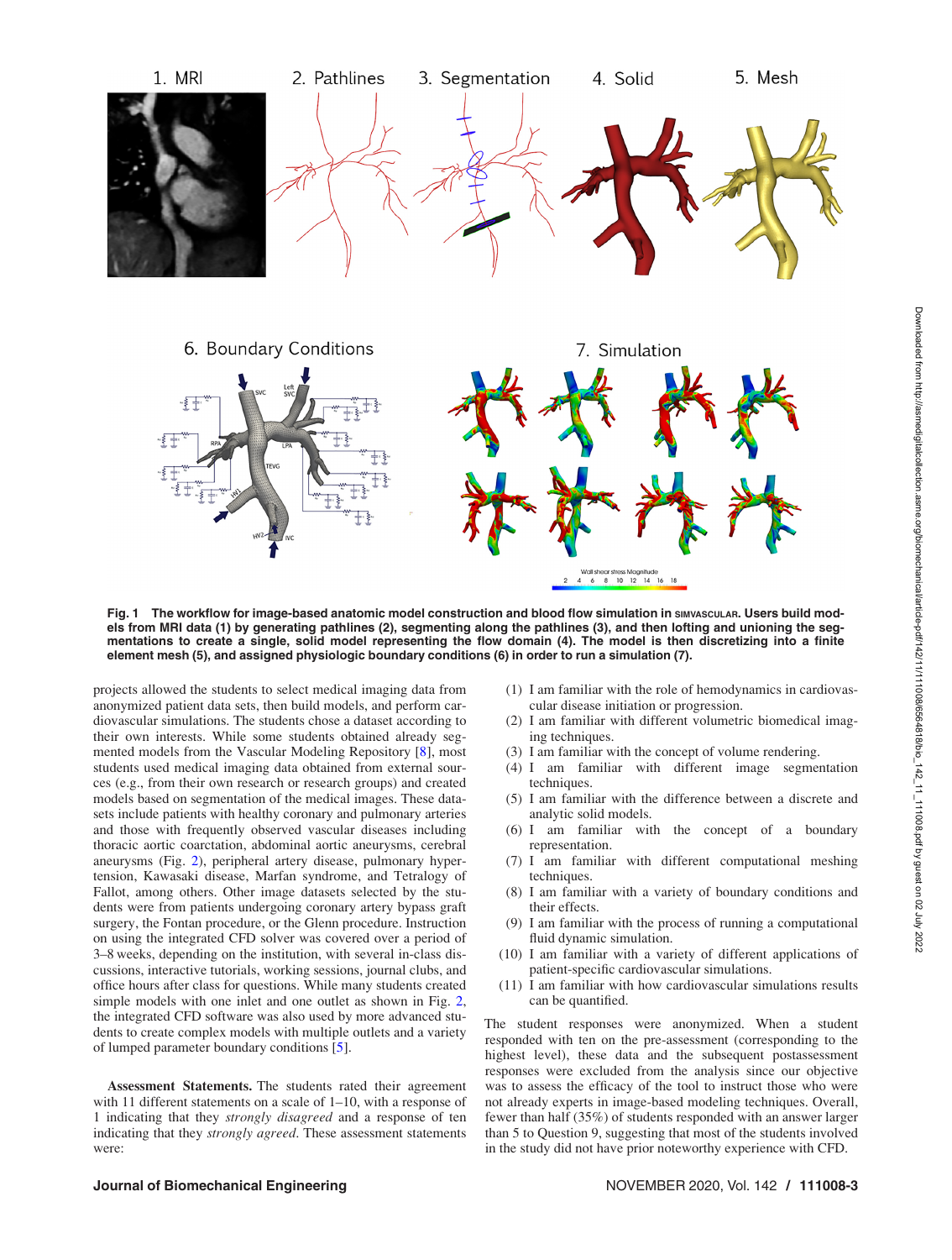Fig. 1 The workflow for image-based anatomic model construction and blood flow simulation in SIMVASCULAR. Users build models from MRI data (1) by generating pathlines (2), segmenting along the pathlines (3), and then lofting and unioning the segmentations to create a single, solid model representing the flow domain (4). The model is then discretizing into a finite element mesh (5), and assigned physiologic boundary conditions (6) in order to run a simulation (7).

projects allowed the students to select medical imaging data from anonymized patient data sets, then build models, and perform cardiovascular simulations. The students chose a dataset according to their own interests. While some students obtained already segmented models from the Vascular Modeling Repository [8], most students used medical imaging data obtained from external sources (e.g., from their own research or research groups) and created models based on segmentation of the medical images. These datasets include patients with healthy coronary and pulmonary arteries and those with frequently observed vascular diseases including thoracic aortic coarctation, abdominal aortic aneurysms, cerebral aneurysms (Fig. 2), peripheral artery disease, pulmonary hypertension, Kawasaki disease, Marfan syndrome, and Tetralogy of Fallot, among others. Other image datasets selected by the students were from patients undergoing coronary artery bypass graft surgery, the Fontan procedure, or the Glenn procedure. Instruction on using the integrated CFD solver was covered over a period of 3–8 weeks, depending on the institution, with several in-class discussions, interactive tutorials, working sessions, journal clubs, and office hours after class for questions. While many students created simple models with one inlet and one outlet as shown in Fig. 2, the integrated CFD software was also used by more advanced students to create complex models with multiple outlets and a variety of lumped parameter boundary conditions [5].

**Assessment Statements.** The students rated their agreement with 11 different statements on a scale of 1–10, with a response of 1 indicating that they *strongly disagreed* and a response of ten indicating that they *strongly agreed*. These assessment statements were:

(1) I am familiar with the role of hemodynamics in cardiovascular disease initiation or progression.
(2) I am familiar with different volumetric biomedical imaging techniques.
(3) I am familiar with the concept of volume rendering.
(4) I am familiar with different image segmentation techniques.
(5) I am familiar with the difference between a discrete and analytic solid models.
(6) I am familiar with the concept of a boundary representation.
(7) I am familiar with different computational meshing techniques.
(8) I am familiar with a variety of boundary conditions and their effects.
(9) I am familiar with the process of running a computational fluid dynamic simulation.
(10) I am familiar with a variety of different applications of patient-specific cardiovascular simulations.
(11) I am familiar with how cardiovascular simulations results can be quantified.

The student responses were anonymized. When a student responded with ten on the pre-assessment (corresponding to the highest level), these data and the subsequent postassessment responses were excluded from the analysis since our objective was to assess the efficacy of the tool to instruct those who were not already experts in image-based modeling techniques. Overall, fewer than half (35%) of students responded with an answer larger than 5 to Question 9, suggesting that most of the students involved in the study did not have prior noteworthy experience with CFD.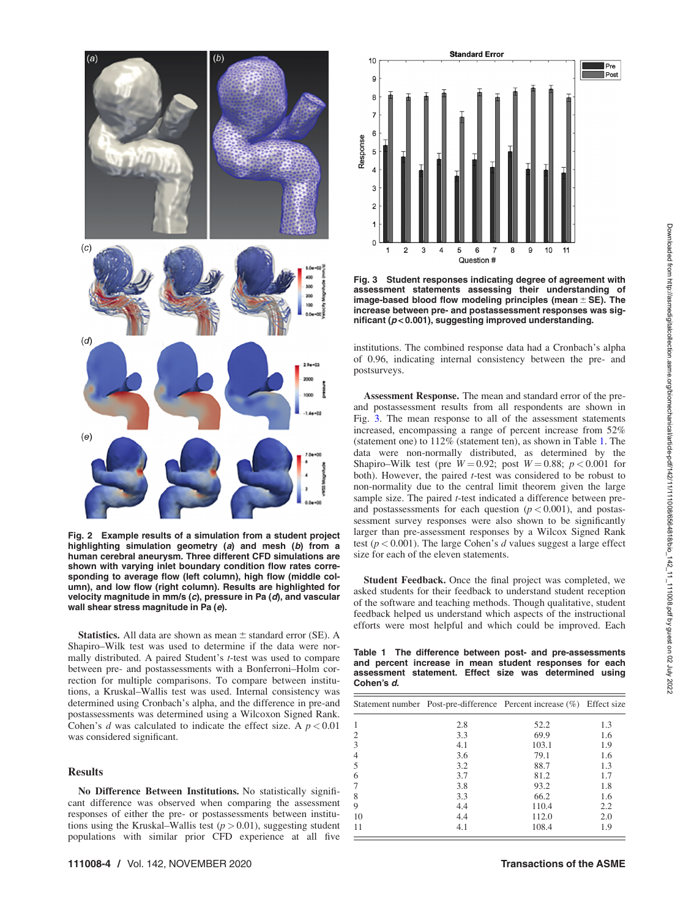Fig. 2 Example results of a simulation from a student project highlighting simulation geometry (*a*) and mesh (*b*) from a human cerebral aneurysm. Three different CFD simulations are shown with varying inlet boundary condition flow rates corresponding to average flow (left column), high flow (middle column), and low flow (right column). Results are highlighted for velocity magnitude in mm/s (*c*), pressure in Pa (*d*), and vascular wall shear stress magnitude in Pa (*e*).

**Statistics.** All data are shown as mean ± standard error (SE). A Shapiro–Wilk test was used to determine if the data were normally distributed. A paired Student's *t*-test was used to compare between pre- and postassessments with a Bonferroni–Holm correction for multiple comparisons. To compare between institutions, a Kruskal–Wallis test was used. Internal consistency was determined using Cronbach's alpha, and the difference in pre-and postassessments was determined using a Wilcoxon Signed Rank. Cohen's $d$ was calculated to indicate the effect size. A $p < 0.01$ was considered significant.

## Results

**No Difference Between Institutions.** No statistically significant difference was observed when comparing the assessment responses of either the pre- or postassessments between institutions using the Kruskal–Wallis test ($p > 0.01$), suggesting student populations with similar prior CFD experience at all five institutions. The combined response data had a Cronbach's alpha of 0.96, indicating internal consistency between the pre- and postsurveys.

Fig. 3 Student responses indicating degree of agreement with assessment statements assessing their understanding of image-based blood flow modeling principles (mean ± SE). The increase between pre- and postassessment responses was significant ($p < 0.001$), suggesting improved understanding.

**Assessment Response.** The mean and standard error of the pre- and postassessment results from all respondents are shown in Fig. 3. The mean response to all of the assessment statements increased, encompassing a range of percent increase from 52% (statement one) to 112% (statement ten), as shown in Table 1. The data were non-normally distributed, as determined by the Shapiro–Wilk test (pre $W = 0.92$; post $W = 0.88$; $p < 0.001$ for both). However, the paired *t*-test was considered to be robust to non-normality due to the central limit theorem given the large sample size. The paired *t*-test indicated a difference between pre- and postassessments for each question ($p < 0.001$), and postassessment survey responses were also shown to be significantly larger than pre-assessment responses by a Wilcox Signed Rank test ($p < 0.001$). The large Cohen's $d$ values suggest a large effect size for each of the eleven statements.

**Student Feedback.** Once the final project was completed, we asked students for their feedback to understand student reception of the software and teaching methods. Though qualitative, student feedback helped us understand which aspects of the instructional efforts were most helpful and which could be improved. Each

Table 1 The difference between post- and pre-assessments and percent increase in mean student responses for each assessment statement. Effect size was determined using Cohen's *d*.

| Statement number | Post-pre-difference | Percent increase (%) | Effect size |
|---|---|---|---|
| 1 | 2.8 | 52.2 | 1.3 |
| 2 | 3.3 | 69.9 | 1.6 |
| 3 | 4.1 | 103.1 | 1.9 |
| 4 | 3.6 | 79.1 | 1.6 |
| 5 | 3.2 | 88.7 | 1.3 |
| 6 | 3.7 | 81.2 | 1.7 |
| 7 | 3.8 | 93.2 | 1.8 |
| 8 | 3.3 | 66.2 | 1.6 |
| 9 | 4.4 | 110.4 | 2.2 |
| 10 | 4.4 | 112.0 | 2.0 |
| 11 | 4.1 | 108.4 | 1.9 |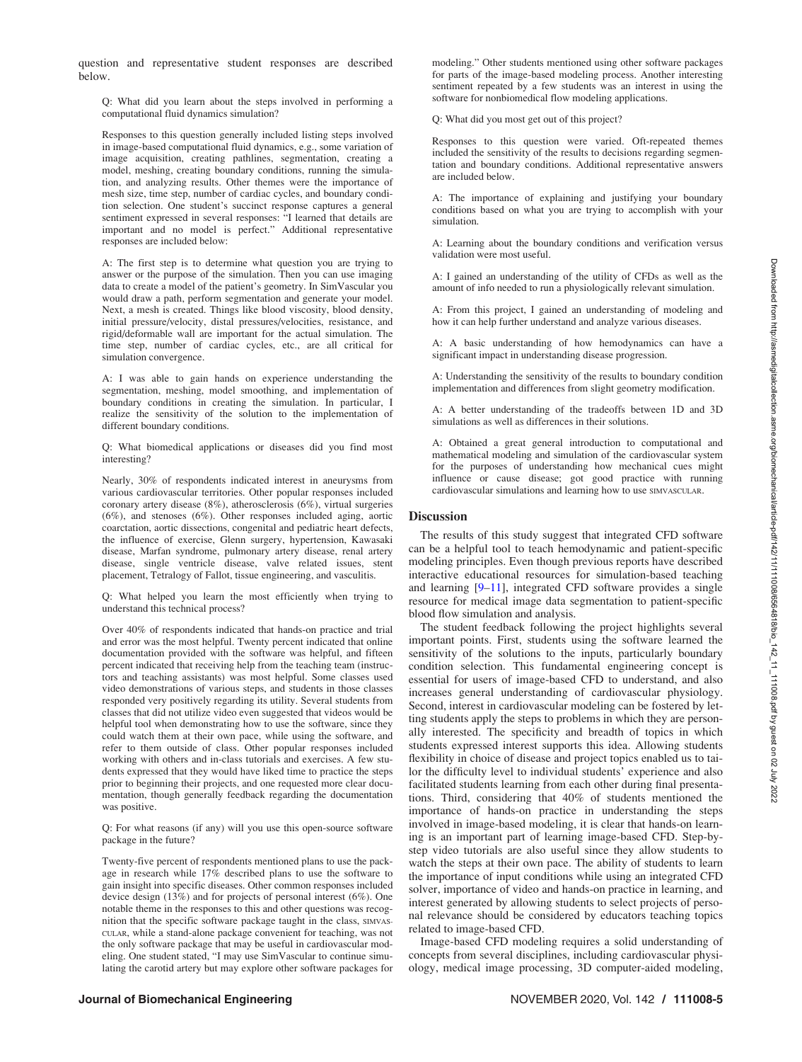question and representative student responses are described below.

Q: What did you learn about the steps involved in performing a computational fluid dynamics simulation?

Responses to this question generally included listing steps involved in image-based computational fluid dynamics, e.g., some variation of image acquisition, creating pathlines, segmentation, creating a model, meshing, creating boundary conditions, running the simulation, and analyzing results. Other themes were the importance of mesh size, time step, number of cardiac cycles, and boundary condition selection. One student's succinct response captures a general sentiment expressed in several responses: "I learned that details are important and no model is perfect." Additional representative responses are included below:

A: The first step is to determine what question you are trying to answer or the purpose of the simulation. Then you can use imaging data to create a model of the patient's geometry. In SimVascular you would draw a path, perform segmentation and generate your model. Next, a mesh is created. Things like blood viscosity, blood density, initial pressure/velocity, distal pressures/velocities, resistance, and rigid/deformable wall are important for the actual simulation. The time step, number of cardiac cycles, etc., are all critical for simulation convergence.

A: I was able to gain hands on experience understanding the segmentation, meshing, model smoothing, and implementation of boundary conditions in creating the simulation. In particular, I realize the sensitivity of the solution to the implementation of different boundary conditions.

Q: What biomedical applications or diseases did you find most interesting?

Nearly, 30% of respondents indicated interest in aneurysms from various cardiovascular territories. Other popular responses included coronary artery disease (8%), atherosclerosis (6%), virtual surgeries (6%), and stenoses (6%). Other responses included aging, aortic coarctation, aortic dissections, congenital and pediatric heart defects, the influence of exercise, Glenn surgery, hypertension, Kawasaki disease, Marfan syndrome, pulmonary artery disease, renal artery disease, single ventricle disease, valve related issues, stent placement, Tetralogy of Fallot, tissue engineering, and vasculitis.

Q: What helped you learn the most efficiently when trying to understand this technical process?

Over 40% of respondents indicated that hands-on practice and trial and error was the most helpful. Twenty percent indicated that online documentation provided with the software was helpful, and fifteen percent indicated that receiving help from the teaching team (instructors and teaching assistants) was most helpful. Some classes used video demonstrations of various steps, and students in those classes responded very positively regarding its utility. Several students from classes that did not utilize video even suggested that videos would be helpful tool when demonstrating how to use the software, since they could watch them at their own pace, while using the software, and refer to them outside of class. Other popular responses included working with others and in-class tutorials and exercises. A few students expressed that they would have liked time to practice the steps prior to beginning their projects, and one requested more clear documentation, though generally feedback regarding the documentation was positive.

Q: For what reasons (if any) will you use this open-source software package in the future?

Twenty-five percent of respondents mentioned plans to use the package in research while 17% described plans to use the software to gain insight into specific diseases. Other common responses included device design (13%) and for projects of personal interest (6%). One notable theme in the responses to this and other questions was recognition that the specific software package taught in the class, SIMVASCULAR, while a stand-alone package convenient for teaching, was not the only software package that may be useful in cardiovascular modeling. One student stated, "I may use SimVascular to continue simulating the carotid artery but may explore other software packages for modeling." Other students mentioned using other software packages for parts of the image-based modeling process. Another interesting sentiment repeated by a few students was an interest in using the software for nonbiomedical flow modeling applications.

Q: What did you most get out of this project?

Responses to this question were varied. Oft-repeated themes included the sensitivity of the results to decisions regarding segmentation and boundary conditions. Additional representative answers are included below.

A: The importance of explaining and justifying your boundary conditions based on what you are trying to accomplish with your simulation.

A: Learning about the boundary conditions and verification versus validation were most useful.

A: I gained an understanding of the utility of CFDs as well as the amount of info needed to run a physiologically relevant simulation.

A: From this project, I gained an understanding of modeling and how it can help further understand and analyze various diseases.

A: A basic understanding of how hemodynamics can have a significant impact in understanding disease progression.

A: Understanding the sensitivity of the results to boundary condition implementation and differences from slight geometry modification.

A: A better understanding of the tradeoffs between 1D and 3D simulations as well as differences in their solutions.

A: Obtained a great general introduction to computational and mathematical modeling and simulation of the cardiovascular system for the purposes of understanding how mechanical cues might influence or cause disease; got good practice with running cardiovascular simulations and learning how to use SIMVASCULAR.

## Discussion

The results of this study suggest that integrated CFD software can be a helpful tool to teach hemodynamic and patient-specific modeling principles. Even though previous reports have described interactive educational resources for simulation-based teaching and learning [9–11], integrated CFD software provides a single resource for medical image data segmentation to patient-specific blood flow simulation and analysis.

The student feedback following the project highlights several important points. First, students using the software learned the sensitivity of the solutions to the inputs, particularly boundary condition selection. This fundamental engineering concept is essential for users of image-based CFD to understand, and also increases general understanding of cardiovascular physiology. Second, interest in cardiovascular modeling can be fostered by letting students apply the steps to problems in which they are personally interested. The specificity and breadth of topics in which students expressed interest supports this idea. Allowing students flexibility in choice of disease and project topics enabled us to tailor the difficulty level to individual students' experience and also facilitated students learning from each other during final presentations. Third, considering that 40% of students mentioned the importance of hands-on practice in understanding the steps involved in image-based modeling, it is clear that hands-on learning is an important part of learning image-based CFD. Step-by-step video tutorials are also useful since they allow students to watch the steps at their own pace. The ability of students to learn the importance of input conditions while using an integrated CFD solver, importance of video and hands-on practice in learning, and interest generated by allowing students to select projects of personal relevance should be considered by educators teaching topics related to image-based CFD.

Image-based CFD modeling requires a solid understanding of concepts from several disciplines, including cardiovascular physiology, medical image processing, 3D computer-aided modeling,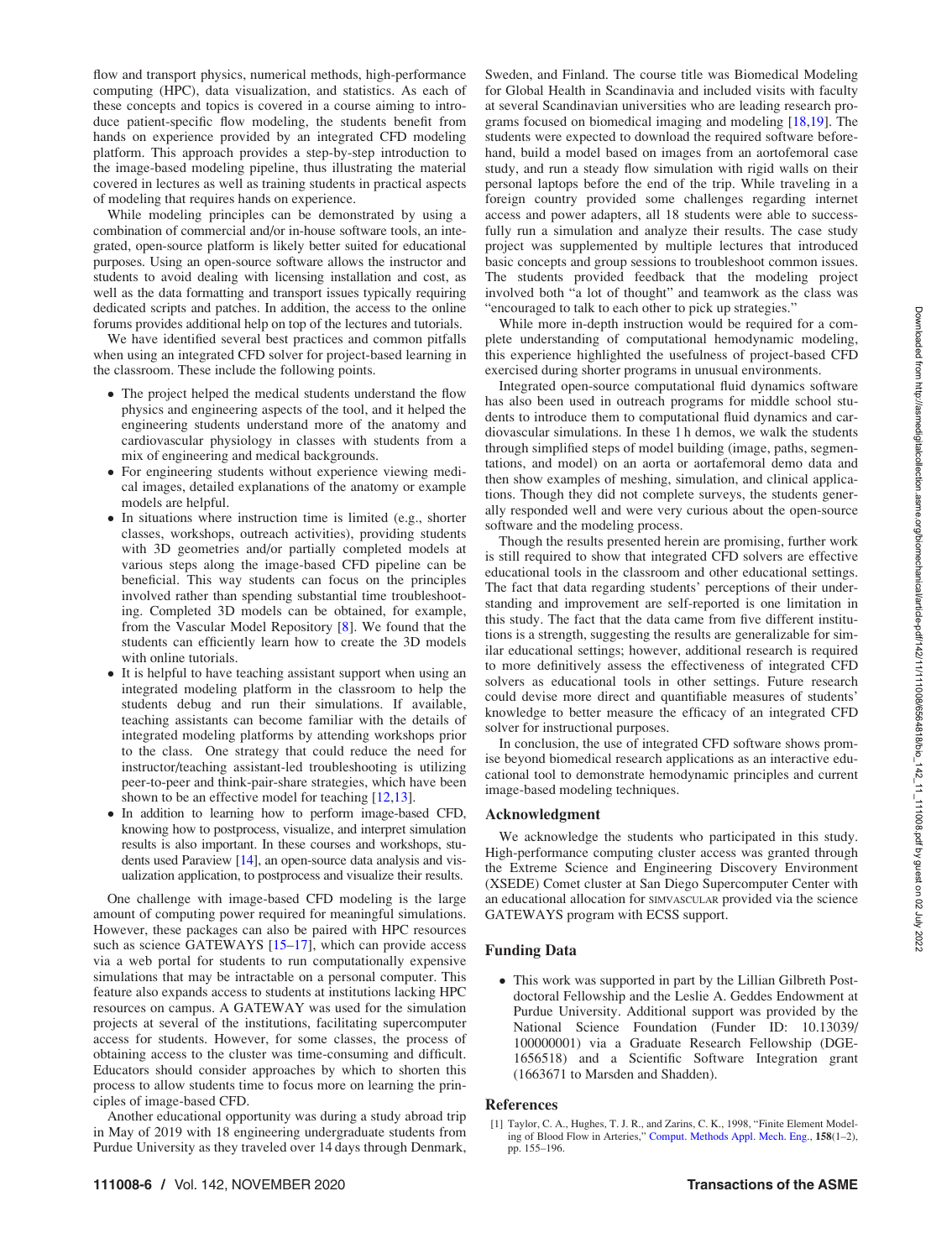flow and transport physics, numerical methods, high-performance computing (HPC), data visualization, and statistics. As each of these concepts and topics is covered in a course aiming to introduce patient-specific flow modeling, the students benefit from hands on experience provided by an integrated CFD modeling platform. This approach provides a step-by-step introduction to the image-based modeling pipeline, thus illustrating the material covered in lectures as well as training students in practical aspects of modeling that requires hands on experience.

While modeling principles can be demonstrated by using a combination of commercial and/or in-house software tools, an integrated, open-source platform is likely better suited for educational purposes. Using an open-source software allows the instructor and students to avoid dealing with licensing installation and cost, as well as the data formatting and transport issues typically requiring dedicated scripts and patches. In addition, the access to the online forums provides additional help on top of the lectures and tutorials.

We have identified several best practices and common pitfalls when using an integrated CFD solver for project-based learning in the classroom. These include the following points.

- The project helped the medical students understand the flow physics and engineering aspects of the tool, and it helped the engineering students understand more of the anatomy and cardiovascular physiology in classes with students from a mix of engineering and medical backgrounds.
- For engineering students without experience viewing medical images, detailed explanations of the anatomy or example models are helpful.
- In situations where instruction time is limited (e.g., shorter classes, workshops, outreach activities), providing students with 3D geometries and/or partially completed models at various steps along the image-based CFD pipeline can be beneficial. This way students can focus on the principles involved rather than spending substantial time troubleshooting. Completed 3D models can be obtained, for example, from the Vascular Model Repository [8]. We found that the students can efficiently learn how to create the 3D models with online tutorials.
- It is helpful to have teaching assistant support when using an integrated modeling platform in the classroom to help the students debug and run their simulations. If available, teaching assistants can become familiar with the details of integrated modeling platforms by attending workshops prior to the class. One strategy that could reduce the need for instructor/teaching assistant-led troubleshooting is utilizing peer-to-peer and think-pair-share strategies, which have been shown to be an effective model for teaching [12,13].
- In addition to learning how to perform image-based CFD, knowing how to postprocess, visualize, and interpret simulation results is also important. In these courses and workshops, students used Paraview [14], an open-source data analysis and visualization application, to postprocess and visualize their results.

One challenge with image-based CFD modeling is the large amount of computing power required for meaningful simulations. However, these packages can also be paired with HPC resources such as science GATEWAYS [15–17], which can provide access via a web portal for students to run computationally expensive simulations that may be intractable on a personal computer. This feature also expands access to students at institutions lacking HPC resources on campus. A GATEWAY was used for the simulation projects at several of the institutions, facilitating supercomputer access for students. However, for some classes, the process of obtaining access to the cluster was time-consuming and difficult. Educators should consider approaches by which to shorten this process to allow students time to focus more on learning the principles of image-based CFD.

Another educational opportunity was during a study abroad trip in May of 2019 with 18 engineering undergraduate students from Purdue University as they traveled over 14 days through Denmark, Sweden, and Finland. The course title was Biomedical Modeling for Global Health in Scandinavia and included visits with faculty at several Scandinavian universities who are leading research programs focused on biomedical imaging and modeling [18,19]. The students were expected to download the required software beforehand, build a model based on images from an aortofemoral case study, and run a steady flow simulation with rigid walls on their personal laptops before the end of the trip. While traveling in a foreign country provided some challenges regarding internet access and power adapters, all 18 students were able to successfully run a simulation and analyze their results. The case study project was supplemented by multiple lectures that introduced basic concepts and group sessions to troubleshoot common issues. The students provided feedback that the modeling project involved both "a lot of thought" and teamwork as the class was "encouraged to talk to each other to pick up strategies."

While more in-depth instruction would be required for a complete understanding of computational hemodynamic modeling, this experience highlighted the usefulness of project-based CFD exercised during shorter programs in unusual environments.

Integrated open-source computational fluid dynamics software has also been used in outreach programs for middle school students to introduce them to computational fluid dynamics and cardiovascular simulations. In these 1 h demos, we walk the students through simplified steps of model building (image, paths, segmentations, and model) on an aorta or aortafemoral demo data and then show examples of meshing, simulation, and clinical applications. Though they did not complete surveys, the students generally responded well and were very curious about the open-source software and the modeling process.

Though the results presented herein are promising, further work is still required to show that integrated CFD solvers are effective educational tools in the classroom and other educational settings. The fact that data regarding students' perceptions of their understanding and improvement are self-reported is one limitation in this study. The fact that the data came from five different institutions is a strength, suggesting the results are generalizable for similar educational settings; however, additional research is required to more definitively assess the effectiveness of integrated CFD solvers as educational tools in other settings. Future research could devise more direct and quantifiable measures of students' knowledge to better measure the efficacy of an integrated CFD solver for instructional purposes.

In conclusion, the use of integrated CFD software shows promise beyond biomedical research applications as an interactive educational tool to demonstrate hemodynamic principles and current image-based modeling techniques.

## Acknowledgment

We acknowledge the students who participated in this study. High-performance computing cluster access was granted through the Extreme Science and Engineering Discovery Environment (XSEDE) Comet cluster at San Diego Supercomputer Center with an educational allocation for SIMVASCULAR provided via the science GATEWAYS program with ECSS support.

## Funding Data

- This work was supported in part by the Lillian Gilbreth Postdoctoral Fellowship and the Leslie A. Geddes Endowment at Purdue University. Additional support was provided by the National Science Foundation (Funder ID: 10.13039/100000001) via a Graduate Research Fellowship (DGE-1656518) and a Scientific Software Integration grant (1663671 to Marsden and Shadden).

## References

[1] Taylor, C. A., Hughes, T. J. R., and Zarins, C. K., 1998, "Finite Element Modeling of Blood Flow in Arteries," Comput. Methods Appl. Mech. Eng., 158(1–2), pp. 155–196.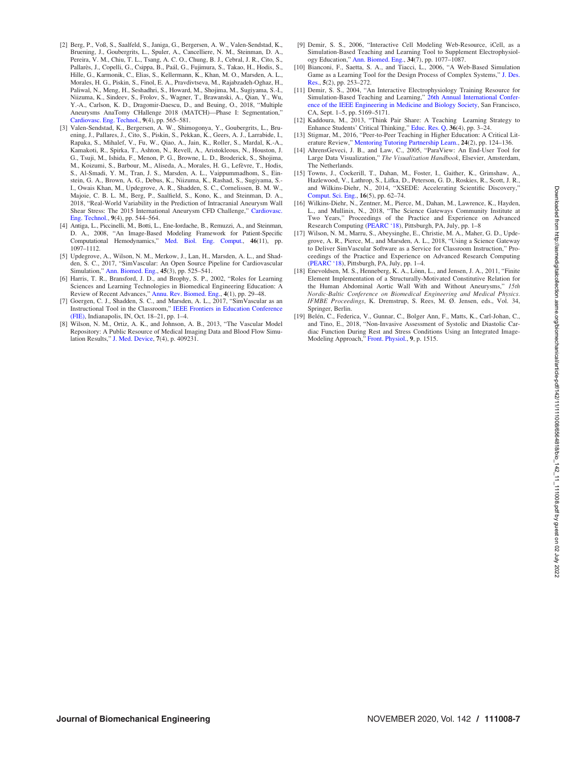[2] Berg, P., Voß, S., Saalfeld, S., Janiga, G., Bergersen, A. W., Valen-Sendstad, K., Bruening, J., Goubergrits, L., Spuler, A., Cancelliere, N. M., Steinman, D. A., Pereira, V. M., Chiu, T. L., Tsang, A. C. O., Chung, B. J., Cebral, J. R., Cito, S., Pallarès, J., Copelli, G., Csippa, B., Paál, G., Fujimura, S., Takao, H., Hodis, S., Hille, G., Karmonik, C., Elias, S., Kellermann, K., Khan, M. O., Marsden, A. L., Morales, H. G., Piskin, S., Finol, E. A., Pravdivtseva, M., Rajabzadeh-Oghaz, H., Paliwal, N., Meng, H., Seshadhri, S., Howard, M., Shojima, M., Sugiyama, S.-I., Niizuma, K., Sindeev, S., Frolov, S., Wagner, T., Brawanski, A., Qian, Y., Wu, Y.-A., Carlson, K. D., Dragomir-Daescu, D., and Beuing, O., 2018, "Multiple Aneurysms AnaTomy CHallenge 2018 (MATCH)—Phase I: Segmentation," Cardiovasc. Eng. Technol., **9**(4), pp. 565–581.

[3] Valen-Sendstad, K., Bergersen, A. W., Shimogonya, Y., Goubergrits, L., Bruening, J., Pallares, J., Cito, S., Piskin, S., Pekkan, K., Geers, A. J., Larrabide, I., Rapaka, S., Mihalef, V., Fu, W., Qiao, A., Jain, K., Roller, S., Mardal, K.-A., Kamakoti, R., Spirka, T., Ashton, N., Revell, A., Aristokleous, N., Houston, J. G., Tsuji, M., Ishida, F., Menon, P. G., Browne, L. D., Broderick, S., Shojima, M., Koizumi, S., Barbour, M., Aliseda, A., Morales, H. G., Lefèvre, T., Hodis, S., Al-Smadi, Y. M., Tran, J. S., Marsden, A. L., Vaippummadhom, S., Einstein, G. A., Brown, A. G., Debus, K., Niizuma, K., Rashad, S., Sugiyama, S.-I., Owais Khan, M., Updegrove, A. R., Shadden, S. C., Cornelissen, B. M. W., Majoie, C. B. L. M., Berg, P., Saalfield, S., Kono, K., and Steinman, D. A., 2018, "Real-World Variability in the Prediction of Intracranial Aneurysm Wall Shear Stress: The 2015 International Aneurysm CFD Challenge," Cardiovasc. Eng. Technol., **9**(4), pp. 544–564.

[4] Antiga, L., Piccinelli, M., Botti, L., Ene-Iordache, B., Remuzzi, A., and Steinman, D. A., 2008, "An Image-Based Modeling Framework for Patient-Specific Computational Hemodynamics," Med. Biol. Eng. Comput., **46**(11), pp. 1097–1112.

[5] Updegrove, A., Wilson, N. M., Merkow, J., Lan, H., Marsden, A. L., and Shadden, S. C., 2017, "SimVascular: An Open Source Pipeline for Cardiovascular Simulation," Ann. Biomed. Eng., **45**(3), pp. 525–541.

[6] Harris, T. R., Bransford, J. D., and Brophy, S. P., 2002, "Roles for Learning Sciences and Learning Technologies in Biomedical Engineering Education: A Review of Recent Advances," Annu. Rev. Biomed. Eng., **4**(1), pp. 29–48.

[7] Goergen, C. J., Shadden, S. C., and Marsden, A. L., 2017, "SimVascular as an Instructional Tool in the Classroom," IEEE Frontiers in Education Conference (FIE), Indianapolis, IN, Oct. 18–21, pp. 1–4.

[8] Wilson, N. M., Ortiz, A. K., and Johnson, A. B., 2013, "The Vascular Model Repository: A Public Resource of Medical Imaging Data and Blood Flow Simulation Results," J. Med. Device, **7**(4), p. 409231.

[9] Demir, S. S., 2006, "Interactive Cell Modeling Web-Resource, iCell, as a Simulation-Based Teaching and Learning Tool to Supplement Electrophysiology Education," Ann. Biomed. Eng., **34**(7), pp. 1077–1087.

[10] Bianconi, F., Saetta, S. A., and Tiacci, L., 2006, "A Web-Based Simulation Game as a Learning Tool for the Design Process of Complex Systems," J. Des. Res., **5**(2), pp. 253–272.

[11] Demir, S. S., 2004, "An Interactive Electrophysiology Training Resource for Simulation-Based Teaching and Learning," 26th Annual International Conference of the IEEE Engineering in Medicine and Biology Society, San Francisco, CA, Sept. 1–5, pp. 5169–5171.

[12] Kaddoura, M., 2013, "Think Pair Share: A Teaching Learning Strategy to Enhance Students' Critical Thinking," Educ. Res. Q, **36**(4), pp. 3–24.

[13] Stigmar, M., 2016, "Peer-to-Peer Teaching in Higher Education: A Critical Literature Review," Mentoring Tutoring Partnership Learn., **24**(2), pp. 124–136.

[14] AhrensGeveci, J. B., and Law, C., 2005, "ParaView: An End-User Tool for Large Data Visualization," *The Visualization Handbook*, Elsevier, Amsterdam, The Netherlands.

[15] Towns, J., Cockerill, T., Dahan, M., Foster, I., Gaither, K., Grimshaw, A., Hazlewood, V., Lathrop, S., Lifka, D., Peterson, G. D., Roskies, R., Scott, J. R., and Wilkins-Diehr, N., 2014, "XSEDE: Accelerating Scientific Discovery," Comput. Sci. Eng., **16**(5), pp. 62–74.

[16] Wilkins-Diehr, N., Zentner, M., Pierce, M., Dahan, M., Lawrence, K., Hayden, L., and Mullinix, N., 2018, "The Science Gateways Community Institute at Two Years," Proceedings of the Practice and Experience on Advanced Research Computing (PEARC '18), Pittsburgh, PA, July, pp. 1–8

[17] Wilson, N. M., Marru, S., Abeysinghe, E., Christie, M. A., Maher, G. D., Updegrove, A. R., Pierce, M., and Marsden, A. L., 2018, "Using a Science Gateway to Deliver SimVascular Software as a Service for Classroom Instruction," Proceedings of the Practice and Experience on Advanced Research Computing (PEARC '18), Pittsburgh, PA, July, pp. 1–4.

[18] Enevoldsen, M. S., Henneberg, K. A., Lönn, L., and Jensen, J. A., 2011, "Finite Element Implementation of a Structurally-Motivated Constitutive Relation for the Human Abdominal Aortic Wall With and Without Aneurysms," *15th Nordic-Baltic Conference on Biomedical Engineering and Medical Physics. IFMBE Proceedings*, K. Dremstrup, S. Rees, M. Ø. Jensen, eds., Vol. 34, Springer, Berlin.

[19] Belén, C., Federica, V., Gunnar, C., Bolger Ann, F., Matts, K., Carl-Johan, C., and Tino, E., 2018, "Non-Invasive Assessment of Systolic and Diastolic Cardiac Function During Rest and Stress Conditions Using an Integrated Image-Modeling Approach," Front. Physiol., **9**, p. 1515.